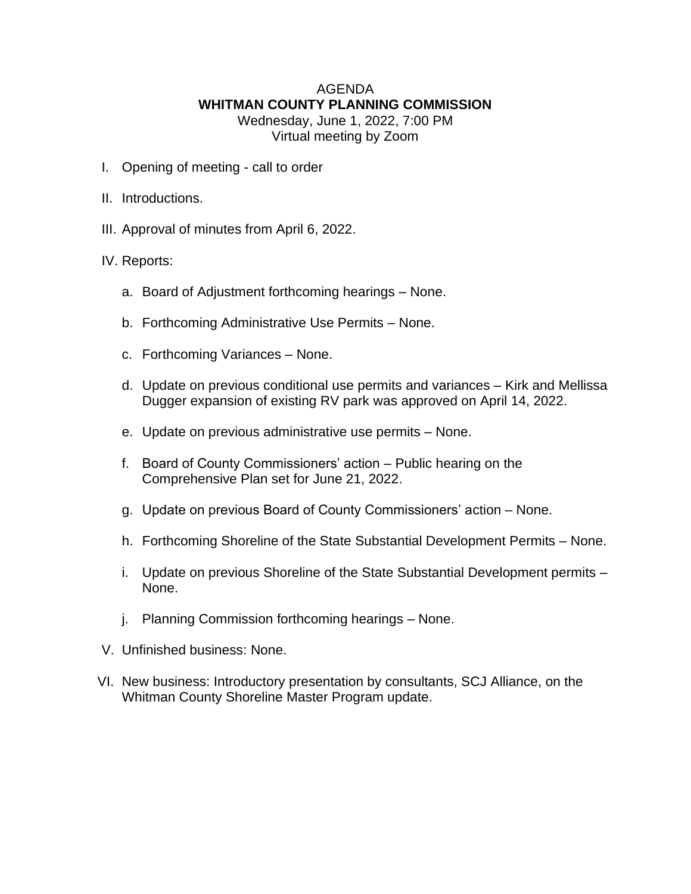# AGENDA

## WHITMAN COUNTY PLANNING COMMISSION

Wednesday, June 1, 2022, 7:00 PM
Virtual meeting by Zoom

I. Opening of meeting - call to order

II. Introductions.

III. Approval of minutes from April 6, 2022.

IV. Reports:

   a. Board of Adjustment forthcoming hearings – None.

   b. Forthcoming Administrative Use Permits – None.

   c. Forthcoming Variances – None.

   d. Update on previous conditional use permits and variances – Kirk and Mellissa Dugger expansion of existing RV park was approved on April 14, 2022.

   e. Update on previous administrative use permits – None.

   f. Board of County Commissioners' action – Public hearing on the Comprehensive Plan set for June 21, 2022.

   g. Update on previous Board of County Commissioners' action – None.

   h. Forthcoming Shoreline of the State Substantial Development Permits – None.

   i. Update on previous Shoreline of the State Substantial Development permits – None.

   j. Planning Commission forthcoming hearings – None.

V. Unfinished business: None.

VI. New business: Introductory presentation by consultants, SCJ Alliance, on the Whitman County Shoreline Master Program update.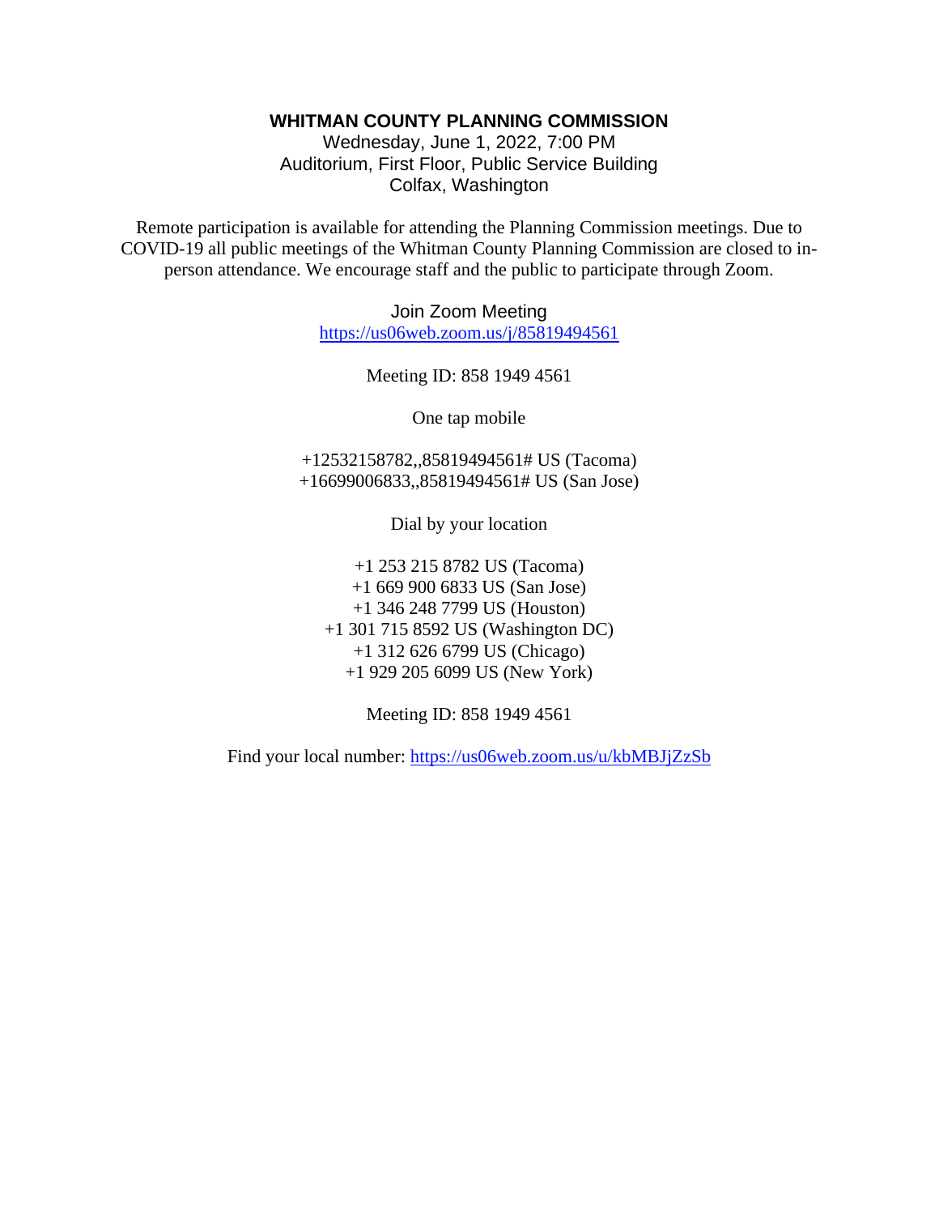**WHITMAN COUNTY PLANNING COMMISSION**

Wednesday, June 1, 2022, 7:00 PM
Auditorium, First Floor, Public Service Building
Colfax, Washington

Remote participation is available for attending the Planning Commission meetings. Due to COVID-19 all public meetings of the Whitman County Planning Commission are closed to in-person attendance. We encourage staff and the public to participate through Zoom.

Join Zoom Meeting
https://us06web.zoom.us/j/85819494561

Meeting ID: 858 1949 4561

One tap mobile

+12532158782,,85819494561# US (Tacoma)
+16699006833,,85819494561# US (San Jose)

Dial by your location

+1 253 215 8782 US (Tacoma)
+1 669 900 6833 US (San Jose)
+1 346 248 7799 US (Houston)
+1 301 715 8592 US (Washington DC)
+1 312 626 6799 US (Chicago)
+1 929 205 6099 US (New York)

Meeting ID: 858 1949 4561

Find your local number: https://us06web.zoom.us/u/kbMBJjZzSb